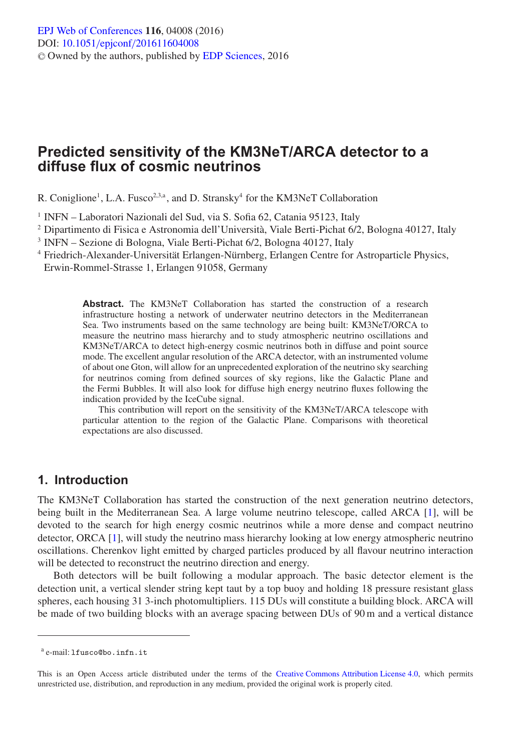EPJ Web of Conferences **116**, 04008 (2016)
DOI: 10.1051/epjconf/201611604008
© Owned by the authors, published by EDP Sciences, 2016

# Predicted sensitivity of the KM3NeT/ARCA detector to a diffuse flux of cosmic neutrinos

R. Coniglione[1], L.A. Fusco[2,3,a], and D. Stransky[4] for the KM3NeT Collaboration

[1] INFN – Laboratori Nazionali del Sud, via S. Sofia 62, Catania 95123, Italy
[2] Dipartimento di Fisica e Astronomia dell'Università, Viale Berti-Pichat 6/2, Bologna 40127, Italy
[3] INFN – Sezione di Bologna, Viale Berti-Pichat 6/2, Bologna 40127, Italy
[4] Friedrich-Alexander-Universität Erlangen-Nürnberg, Erlangen Centre for Astroparticle Physics, Erwin-Rommel-Strasse 1, Erlangen 91058, Germany

**Abstract.** The KM3NeT Collaboration has started the construction of a research infrastructure hosting a network of underwater neutrino detectors in the Mediterranean Sea. Two instruments based on the same technology are being built: KM3NeT/ORCA to measure the neutrino mass hierarchy and to study atmospheric neutrino oscillations and KM3NeT/ARCA to detect high-energy cosmic neutrinos both in diffuse and point source mode. The excellent angular resolution of the ARCA detector, with an instrumented volume of about one Gton, will allow for an unprecedented exploration of the neutrino sky searching for neutrinos coming from defined sources of sky regions, like the Galactic Plane and the Fermi Bubbles. It will also look for diffuse high energy neutrino fluxes following the indication provided by the IceCube signal.

This contribution will report on the sensitivity of the KM3NeT/ARCA telescope with particular attention to the region of the Galactic Plane. Comparisons with theoretical expectations are also discussed.

## 1. Introduction

The KM3NeT Collaboration has started the construction of the next generation neutrino detectors, being built in the Mediterranean Sea. A large volume neutrino telescope, called ARCA [1], will be devoted to the search for high energy cosmic neutrinos while a more dense and compact neutrino detector, ORCA [1], will study the neutrino mass hierarchy looking at low energy atmospheric neutrino oscillations. Cherenkov light emitted by charged particles produced by all flavour neutrino interaction will be detected to reconstruct the neutrino direction and energy.

Both detectors will be built following a modular approach. The basic detector element is the detection unit, a vertical slender string kept taut by a top buoy and holding 18 pressure resistant glass spheres, each housing 31 3-inch photomultipliers. 115 DUs will constitute a building block. ARCA will be made of two building blocks with an average spacing between DUs of 90 m and a vertical distance

[a] e-mail: lfusco@bo.infn.it

This is an Open Access article distributed under the terms of the Creative Commons Attribution License 4.0, which permits unrestricted use, distribution, and reproduction in any medium, provided the original work is properly cited.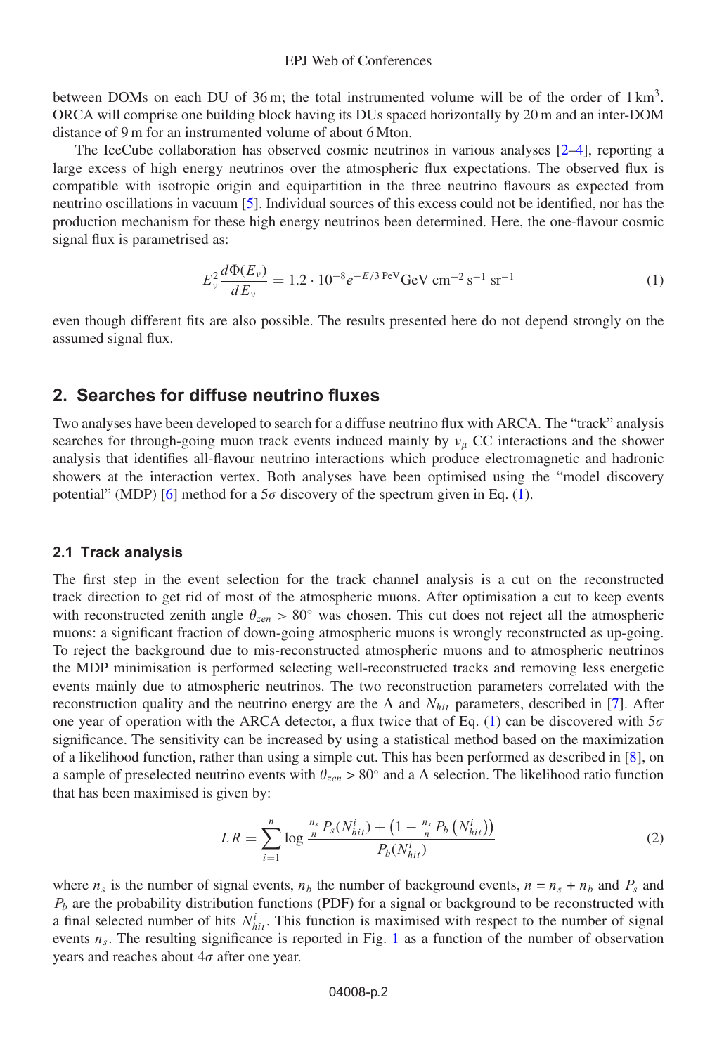between DOMs on each DU of 36 m; the total instrumented volume will be of the order of 1 km$^3$. ORCA will comprise one building block having its DUs spaced horizontally by 20 m and an inter-DOM distance of 9 m for an instrumented volume of about 6 Mton.

The IceCube collaboration has observed cosmic neutrinos in various analyses [2–4], reporting a large excess of high energy neutrinos over the atmospheric flux expectations. The observed flux is compatible with isotropic origin and equipartition in the three neutrino flavours as expected from neutrino oscillations in vacuum [5]. Individual sources of this excess could not be identified, nor has the production mechanism for these high energy neutrinos been determined. Here, the one-flavour cosmic signal flux is parametrised as:

$$E_\nu^2 \frac{d\Phi(E_\nu)}{dE_\nu} = 1.2 \cdot 10^{-8} e^{-E/3\,\mathrm{PeV}} \mathrm{GeV\ cm^{-2}\ s^{-1}\ sr^{-1}} \tag{1}$$

even though different fits are also possible. The results presented here do not depend strongly on the assumed signal flux.

## 2. Searches for diffuse neutrino fluxes

Two analyses have been developed to search for a diffuse neutrino flux with ARCA. The "track" analysis searches for through-going muon track events induced mainly by $\nu_\mu$ CC interactions and the shower analysis that identifies all-flavour neutrino interactions which produce electromagnetic and hadronic showers at the interaction vertex. Both analyses have been optimised using the "model discovery potential" (MDP) [6] method for a $5\sigma$ discovery of the spectrum given in Eq. (1).

### 2.1 Track analysis

The first step in the event selection for the track channel analysis is a cut on the reconstructed track direction to get rid of most of the atmospheric muons. After optimisation a cut to keep events with reconstructed zenith angle $\theta_{zen} > 80^\circ$ was chosen. This cut does not reject all the atmospheric muons: a significant fraction of down-going atmospheric muons is wrongly reconstructed as up-going. To reject the background due to mis-reconstructed atmospheric muons and to atmospheric neutrinos the MDP minimisation is performed selecting well-reconstructed tracks and removing less energetic events mainly due to atmospheric neutrinos. The two reconstruction parameters correlated with the reconstruction quality and the neutrino energy are the $\Lambda$ and $N_{hit}$ parameters, described in [7]. After one year of operation with the ARCA detector, a flux twice that of Eq. (1) can be discovered with $5\sigma$ significance. The sensitivity can be increased by using a statistical method based on the maximization of a likelihood function, rather than using a simple cut. This has been performed as described in [8], on a sample of preselected neutrino events with $\theta_{zen} > 80^\circ$ and a $\Lambda$ selection. The likelihood ratio function that has been maximised is given by:

$$LR = \sum_{i=1}^{n} \log \frac{\frac{n_s}{n} P_s(N_{hit}^i) + \left(1 - \frac{n_s}{n} P_b\left(N_{hit}^i\right)\right)}{P_b(N_{hit}^i)} \tag{2}$$

where $n_s$ is the number of signal events, $n_b$ the number of background events, $n = n_s + n_b$ and $P_s$ and $P_b$ are the probability distribution functions (PDF) for a signal or background to be reconstructed with a final selected number of hits $N_{hit}^i$. This function is maximised with respect to the number of signal events $n_s$. The resulting significance is reported in Fig. 1 as a function of the number of observation years and reaches about $4\sigma$ after one year.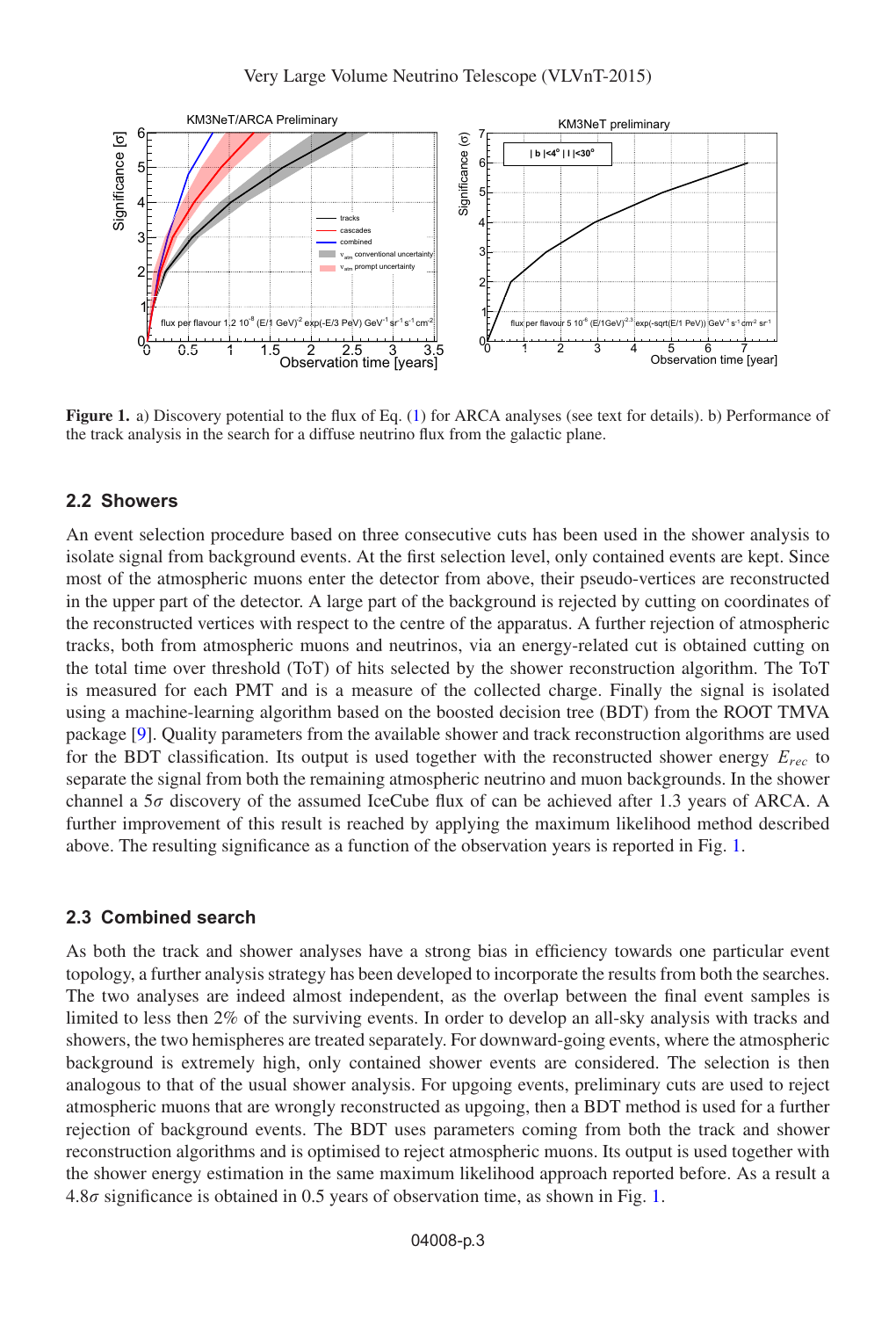**Figure 1.** a) Discovery potential to the flux of Eq. (1) for ARCA analyses (see text for details). b) Performance of the track analysis in the search for a diffuse neutrino flux from the galactic plane.

## 2.2 Showers

An event selection procedure based on three consecutive cuts has been used in the shower analysis to isolate signal from background events. At the first selection level, only contained events are kept. Since most of the atmospheric muons enter the detector from above, their pseudo-vertices are reconstructed in the upper part of the detector. A large part of the background is rejected by cutting on coordinates of the reconstructed vertices with respect to the centre of the apparatus. A further rejection of atmospheric tracks, both from atmospheric muons and neutrinos, via an energy-related cut is obtained cutting on the total time over threshold (ToT) of hits selected by the shower reconstruction algorithm. The ToT is measured for each PMT and is a measure of the collected charge. Finally the signal is isolated using a machine-learning algorithm based on the boosted decision tree (BDT) from the ROOT TMVA package [9]. Quality parameters from the available shower and track reconstruction algorithms are used for the BDT classification. Its output is used together with the reconstructed shower energy $E_{rec}$ to separate the signal from both the remaining atmospheric neutrino and muon backgrounds. In the shower channel a $5\sigma$ discovery of the assumed IceCube flux of can be achieved after 1.3 years of ARCA. A further improvement of this result is reached by applying the maximum likelihood method described above. The resulting significance as a function of the observation years is reported in Fig. 1.

## 2.3 Combined search

As both the track and shower analyses have a strong bias in efficiency towards one particular event topology, a further analysis strategy has been developed to incorporate the results from both the searches. The two analyses are indeed almost independent, as the overlap between the final event samples is limited to less then 2% of the surviving events. In order to develop an all-sky analysis with tracks and showers, the two hemispheres are treated separately. For downward-going events, where the atmospheric background is extremely high, only contained shower events are considered. The selection is then analogous to that of the usual shower analysis. For upgoing events, preliminary cuts are used to reject atmospheric muons that are wrongly reconstructed as upgoing, then a BDT method is used for a further rejection of background events. The BDT uses parameters coming from both the track and shower reconstruction algorithms and is optimised to reject atmospheric muons. Its output is used together with the shower energy estimation in the same maximum likelihood approach reported before. As a result a $4.8\sigma$ significance is obtained in 0.5 years of observation time, as shown in Fig. 1.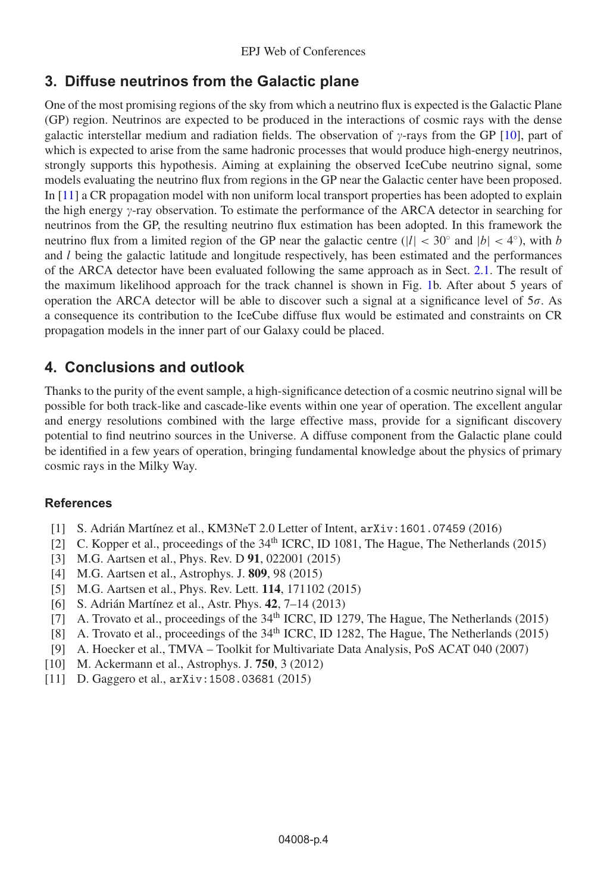## 3. Diffuse neutrinos from the Galactic plane

One of the most promising regions of the sky from which a neutrino flux is expected is the Galactic Plane (GP) region. Neutrinos are expected to be produced in the interactions of cosmic rays with the dense galactic interstellar medium and radiation fields. The observation of $\gamma$-rays from the GP [10], part of which is expected to arise from the same hadronic processes that would produce high-energy neutrinos, strongly supports this hypothesis. Aiming at explaining the observed IceCube neutrino signal, some models evaluating the neutrino flux from regions in the GP near the Galactic center have been proposed. In [11] a CR propagation model with non uniform local transport properties has been adopted to explain the high energy $\gamma$-ray observation. To estimate the performance of the ARCA detector in searching for neutrinos from the GP, the resulting neutrino flux estimation has been adopted. In this framework the neutrino flux from a limited region of the GP near the galactic centre ($|l| < 30^{\circ}$ and $|b| < 4^{\circ}$), with $b$ and $l$ being the galactic latitude and longitude respectively, has been estimated and the performances of the ARCA detector have been evaluated following the same approach as in Sect. 2.1. The result of the maximum likelihood approach for the track channel is shown in Fig. 1b. After about 5 years of operation the ARCA detector will be able to discover such a signal at a significance level of $5\sigma$. As a consequence its contribution to the IceCube diffuse flux would be estimated and constraints on CR propagation models in the inner part of our Galaxy could be placed.

## 4. Conclusions and outlook

Thanks to the purity of the event sample, a high-significance detection of a cosmic neutrino signal will be possible for both track-like and cascade-like events within one year of operation. The excellent angular and energy resolutions combined with the large effective mass, provide for a significant discovery potential to find neutrino sources in the Universe. A diffuse component from the Galactic plane could be identified in a few years of operation, bringing fundamental knowledge about the physics of primary cosmic rays in the Milky Way.

### References

[1] S. Adrián Martínez et al., KM3NeT 2.0 Letter of Intent, arXiv:1601.07459 (2016)

[2] C. Kopper et al., proceedings of the 34th ICRC, ID 1081, The Hague, The Netherlands (2015)

[3] M.G. Aartsen et al., Phys. Rev. D **91**, 022001 (2015)

[4] M.G. Aartsen et al., Astrophys. J. **809**, 98 (2015)

[5] M.G. Aartsen et al., Phys. Rev. Lett. **114**, 171102 (2015)

[6] S. Adrián Martínez et al., Astr. Phys. **42**, 7–14 (2013)

[7] A. Trovato et al., proceedings of the 34th ICRC, ID 1279, The Hague, The Netherlands (2015)

[8] A. Trovato et al., proceedings of the 34th ICRC, ID 1282, The Hague, The Netherlands (2015)

[9] A. Hoecker et al., TMVA – Toolkit for Multivariate Data Analysis, PoS ACAT 040 (2007)

[10] M. Ackermann et al., Astrophys. J. **750**, 3 (2012)

[11] D. Gaggero et al., arXiv:1508.03681 (2015)